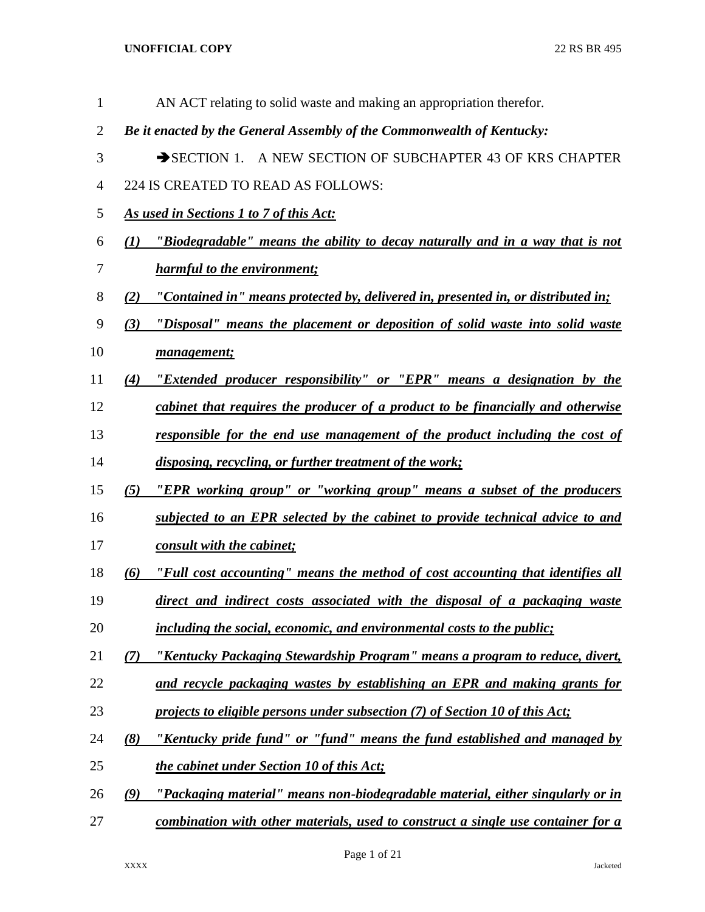AN ACT relating to solid waste and making an appropriation therefor.

***Be it enacted by the General Assembly of the Commonwealth of Kentucky:***

➔SECTION 1. A NEW SECTION OF SUBCHAPTER 43 OF KRS CHAPTER 224 IS CREATED TO READ AS FOLLOWS:

***As used in Sections 1 to 7 of this Act:***

***(1) "Biodegradable" means the ability to decay naturally and in a way that is not harmful to the environment;***

***(2) "Contained in" means protected by, delivered in, presented in, or distributed in;***

***(3) "Disposal" means the placement or deposition of solid waste into solid waste management;***

***(4) "Extended producer responsibility" or "EPR" means a designation by the cabinet that requires the producer of a product to be financially and otherwise responsible for the end use management of the product including the cost of disposing, recycling, or further treatment of the work;***

***(5) "EPR working group" or "working group" means a subset of the producers subjected to an EPR selected by the cabinet to provide technical advice to and consult with the cabinet;***

***(6) "Full cost accounting" means the method of cost accounting that identifies all direct and indirect costs associated with the disposal of a packaging waste including the social, economic, and environmental costs to the public;***

***(7) "Kentucky Packaging Stewardship Program" means a program to reduce, divert, and recycle packaging wastes by establishing an EPR and making grants for projects to eligible persons under subsection (7) of Section 10 of this Act;***

***(8) "Kentucky pride fund" or "fund" means the fund established and managed by the cabinet under Section 10 of this Act;***

***(9) "Packaging material" means non-biodegradable material, either singularly or in combination with other materials, used to construct a single use container for a***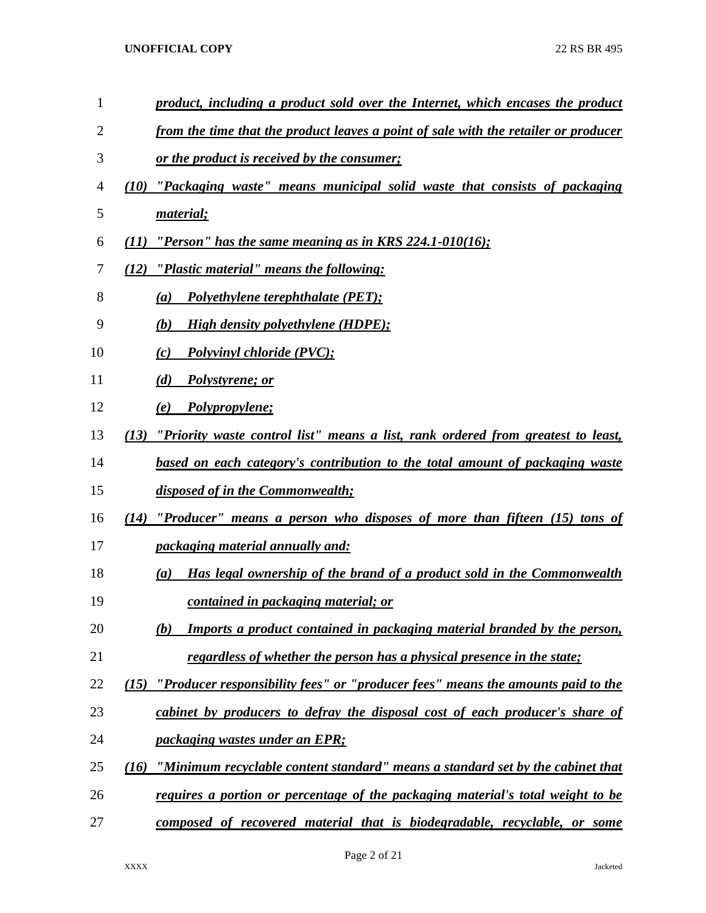*product, including a product sold over the Internet, which encases the product from the time that the product leaves a point of sale with the retailer or producer or the product is received by the consumer;*

*(10) "Packaging waste" means municipal solid waste that consists of packaging material;*

*(11) "Person" has the same meaning as in KRS 224.1-010(16);*

*(12) "Plastic material" means the following:*

*(a) Polyethylene terephthalate (PET);*

*(b) High density polyethylene (HDPE);*

*(c) Polyvinyl chloride (PVC);*

*(d) Polystyrene; or*

*(e) Polypropylene;*

*(13) "Priority waste control list" means a list, rank ordered from greatest to least, based on each category's contribution to the total amount of packaging waste disposed of in the Commonwealth;*

*(14) "Producer" means a person who disposes of more than fifteen (15) tons of packaging material annually and:*

*(a) Has legal ownership of the brand of a product sold in the Commonwealth contained in packaging material; or*

*(b) Imports a product contained in packaging material branded by the person, regardless of whether the person has a physical presence in the state;*

*(15) "Producer responsibility fees" or "producer fees" means the amounts paid to the cabinet by producers to defray the disposal cost of each producer's share of packaging wastes under an EPR;*

*(16) "Minimum recyclable content standard" means a standard set by the cabinet that requires a portion or percentage of the packaging material's total weight to be composed of recovered material that is biodegradable, recyclable, or some*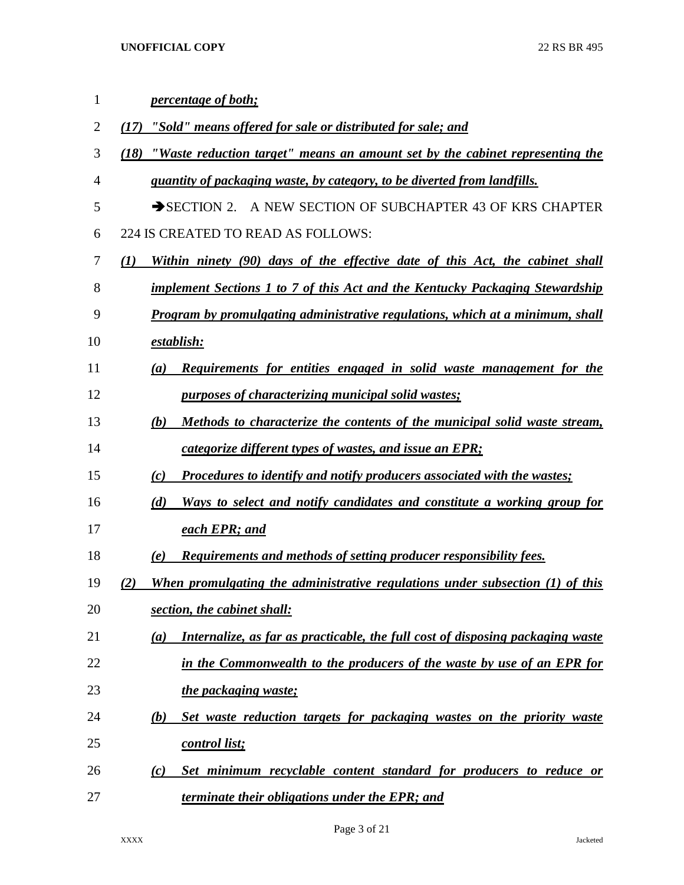*percentage of both;*

*(17) "Sold" means offered for sale or distributed for sale; and*

*(18) "Waste reduction target" means an amount set by the cabinet representing the quantity of packaging waste, by category, to be diverted from landfills.*

➔SECTION 2. A NEW SECTION OF SUBCHAPTER 43 OF KRS CHAPTER 224 IS CREATED TO READ AS FOLLOWS:

*(1) Within ninety (90) days of the effective date of this Act, the cabinet shall implement Sections 1 to 7 of this Act and the Kentucky Packaging Stewardship Program by promulgating administrative regulations, which at a minimum, shall establish:*

*(a) Requirements for entities engaged in solid waste management for the purposes of characterizing municipal solid wastes;*

*(b) Methods to characterize the contents of the municipal solid waste stream, categorize different types of wastes, and issue an EPR;*

*(c) Procedures to identify and notify producers associated with the wastes;*

*(d) Ways to select and notify candidates and constitute a working group for each EPR; and*

*(e) Requirements and methods of setting producer responsibility fees.*

*(2) When promulgating the administrative regulations under subsection (1) of this section, the cabinet shall:*

*(a) Internalize, as far as practicable, the full cost of disposing packaging waste in the Commonwealth to the producers of the waste by use of an EPR for the packaging waste;*

*(b) Set waste reduction targets for packaging wastes on the priority waste control list;*

*(c) Set minimum recyclable content standard for producers to reduce or terminate their obligations under the EPR; and*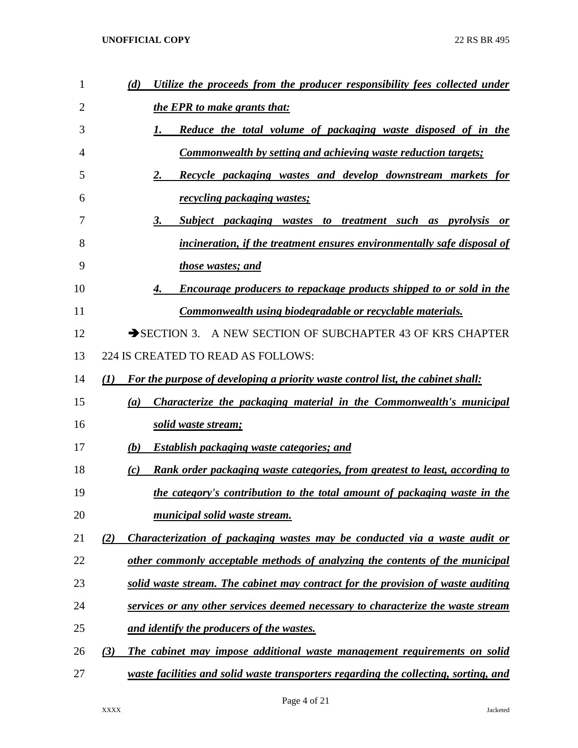*(d) Utilize the proceeds from the producer responsibility fees collected under the EPR to make grants that:*

*1. Reduce the total volume of packaging waste disposed of in the Commonwealth by setting and achieving waste reduction targets;*

*2. Recycle packaging wastes and develop downstream markets for recycling packaging wastes;*

*3. Subject packaging wastes to treatment such as pyrolysis or incineration, if the treatment ensures environmentally safe disposal of those wastes; and*

*4. Encourage producers to repackage products shipped to or sold in the Commonwealth using biodegradable or recyclable materials.*

➔SECTION 3. A NEW SECTION OF SUBCHAPTER 43 OF KRS CHAPTER 224 IS CREATED TO READ AS FOLLOWS:

*(1) For the purpose of developing a priority waste control list, the cabinet shall:*

*(a) Characterize the packaging material in the Commonwealth's municipal solid waste stream;*

*(b) Establish packaging waste categories; and*

*(c) Rank order packaging waste categories, from greatest to least, according to the category's contribution to the total amount of packaging waste in the municipal solid waste stream.*

*(2) Characterization of packaging wastes may be conducted via a waste audit or other commonly acceptable methods of analyzing the contents of the municipal solid waste stream. The cabinet may contract for the provision of waste auditing services or any other services deemed necessary to characterize the waste stream and identify the producers of the wastes.*

*(3) The cabinet may impose additional waste management requirements on solid waste facilities and solid waste transporters regarding the collecting, sorting, and*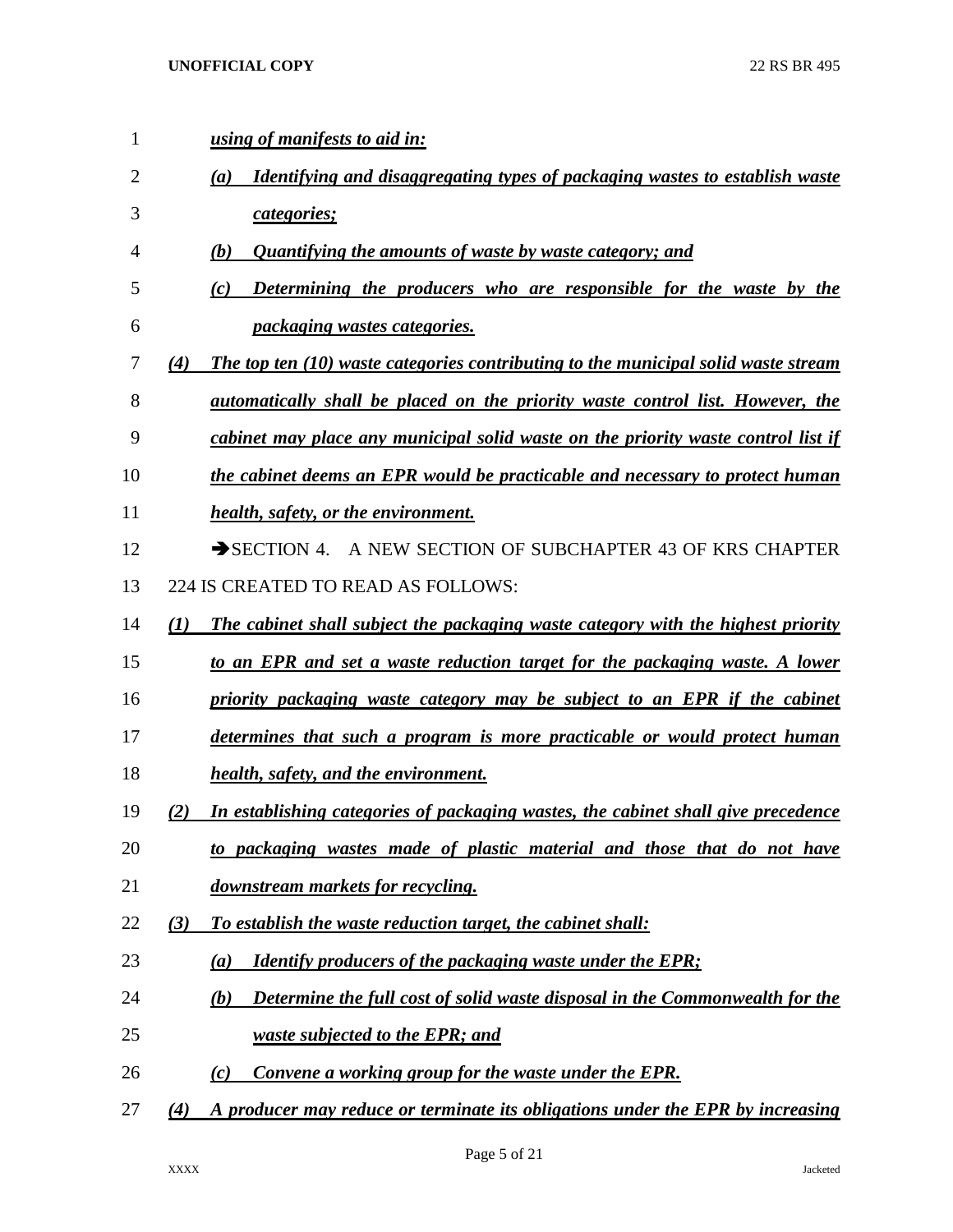*using of manifests to aid in:*

*(a) Identifying and disaggregating types of packaging wastes to establish waste categories;*

*(b) Quantifying the amounts of waste by waste category; and*

*(c) Determining the producers who are responsible for the waste by the packaging wastes categories.*

*(4) The top ten (10) waste categories contributing to the municipal solid waste stream automatically shall be placed on the priority waste control list. However, the cabinet may place any municipal solid waste on the priority waste control list if the cabinet deems an EPR would be practicable and necessary to protect human health, safety, or the environment.*

➔SECTION 4. A NEW SECTION OF SUBCHAPTER 43 OF KRS CHAPTER 224 IS CREATED TO READ AS FOLLOWS:

*(1) The cabinet shall subject the packaging waste category with the highest priority to an EPR and set a waste reduction target for the packaging waste. A lower priority packaging waste category may be subject to an EPR if the cabinet determines that such a program is more practicable or would protect human health, safety, and the environment.*

*(2) In establishing categories of packaging wastes, the cabinet shall give precedence to packaging wastes made of plastic material and those that do not have downstream markets for recycling.*

*(3) To establish the waste reduction target, the cabinet shall:*

*(a) Identify producers of the packaging waste under the EPR;*

*(b) Determine the full cost of solid waste disposal in the Commonwealth for the waste subjected to the EPR; and*

*(c) Convene a working group for the waste under the EPR.*

*(4) A producer may reduce or terminate its obligations under the EPR by increasing*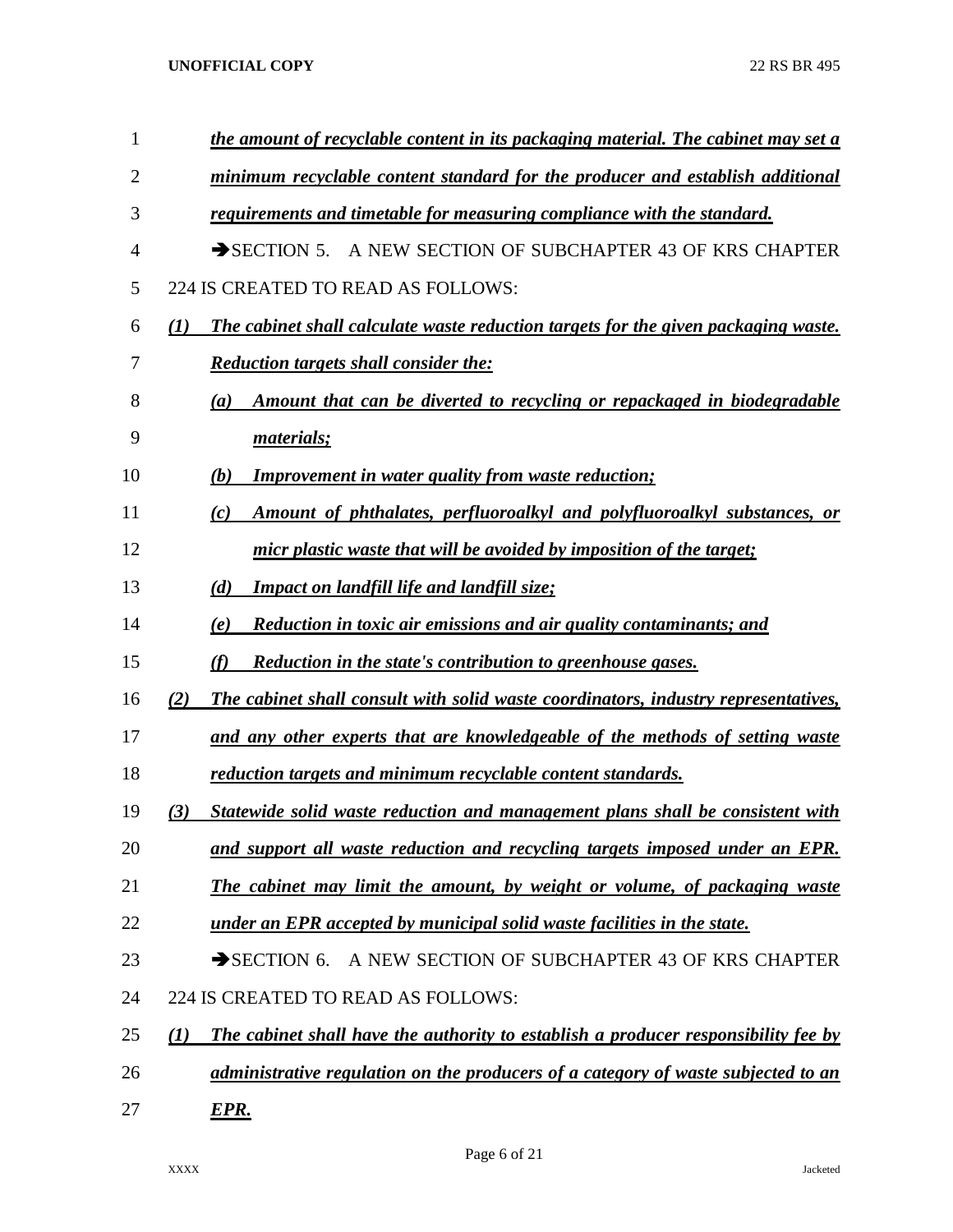*the amount of recyclable content in its packaging material. The cabinet may set a minimum recyclable content standard for the producer and establish additional requirements and timetable for measuring compliance with the standard.*

➔SECTION 5. A NEW SECTION OF SUBCHAPTER 43 OF KRS CHAPTER 224 IS CREATED TO READ AS FOLLOWS:

*(1) The cabinet shall calculate waste reduction targets for the given packaging waste. Reduction targets shall consider the:*

*(a) Amount that can be diverted to recycling or repackaged in biodegradable materials;*

*(b) Improvement in water quality from waste reduction;*

*(c) Amount of phthalates, perfluoroalkyl and polyfluoroalkyl substances, or micr plastic waste that will be avoided by imposition of the target;*

*(d) Impact on landfill life and landfill size;*

*(e) Reduction in toxic air emissions and air quality contaminants; and*

*(f) Reduction in the state's contribution to greenhouse gases.*

*(2) The cabinet shall consult with solid waste coordinators, industry representatives, and any other experts that are knowledgeable of the methods of setting waste reduction targets and minimum recyclable content standards.*

*(3) Statewide solid waste reduction and management plans shall be consistent with and support all waste reduction and recycling targets imposed under an EPR. The cabinet may limit the amount, by weight or volume, of packaging waste under an EPR accepted by municipal solid waste facilities in the state.*

➔SECTION 6. A NEW SECTION OF SUBCHAPTER 43 OF KRS CHAPTER 224 IS CREATED TO READ AS FOLLOWS:

*(1) The cabinet shall have the authority to establish a producer responsibility fee by administrative regulation on the producers of a category of waste subjected to an EPR.*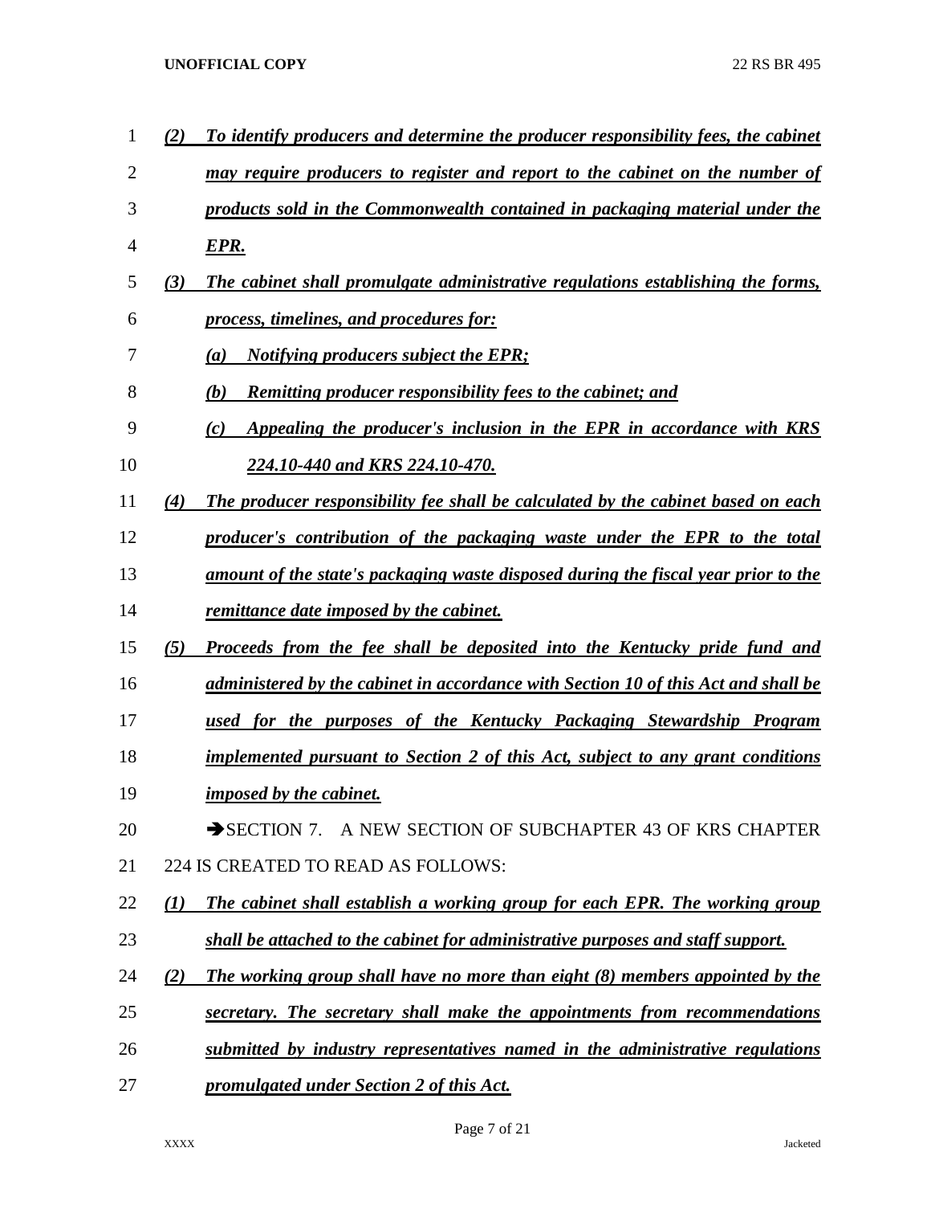*(2) To identify producers and determine the producer responsibility fees, the cabinet may require producers to register and report to the cabinet on the number of products sold in the Commonwealth contained in packaging material under the EPR.*

*(3) The cabinet shall promulgate administrative regulations establishing the forms, process, timelines, and procedures for:*

*(a) Notifying producers subject the EPR;*

*(b) Remitting producer responsibility fees to the cabinet; and*

*(c) Appealing the producer's inclusion in the EPR in accordance with KRS 224.10-440 and KRS 224.10-470.*

*(4) The producer responsibility fee shall be calculated by the cabinet based on each producer's contribution of the packaging waste under the EPR to the total amount of the state's packaging waste disposed during the fiscal year prior to the remittance date imposed by the cabinet.*

*(5) Proceeds from the fee shall be deposited into the Kentucky pride fund and administered by the cabinet in accordance with Section 10 of this Act and shall be used for the purposes of the Kentucky Packaging Stewardship Program implemented pursuant to Section 2 of this Act, subject to any grant conditions imposed by the cabinet.*

➔SECTION 7. A NEW SECTION OF SUBCHAPTER 43 OF KRS CHAPTER 224 IS CREATED TO READ AS FOLLOWS:

*(1) The cabinet shall establish a working group for each EPR. The working group shall be attached to the cabinet for administrative purposes and staff support.*

*(2) The working group shall have no more than eight (8) members appointed by the secretary. The secretary shall make the appointments from recommendations submitted by industry representatives named in the administrative regulations promulgated under Section 2 of this Act.*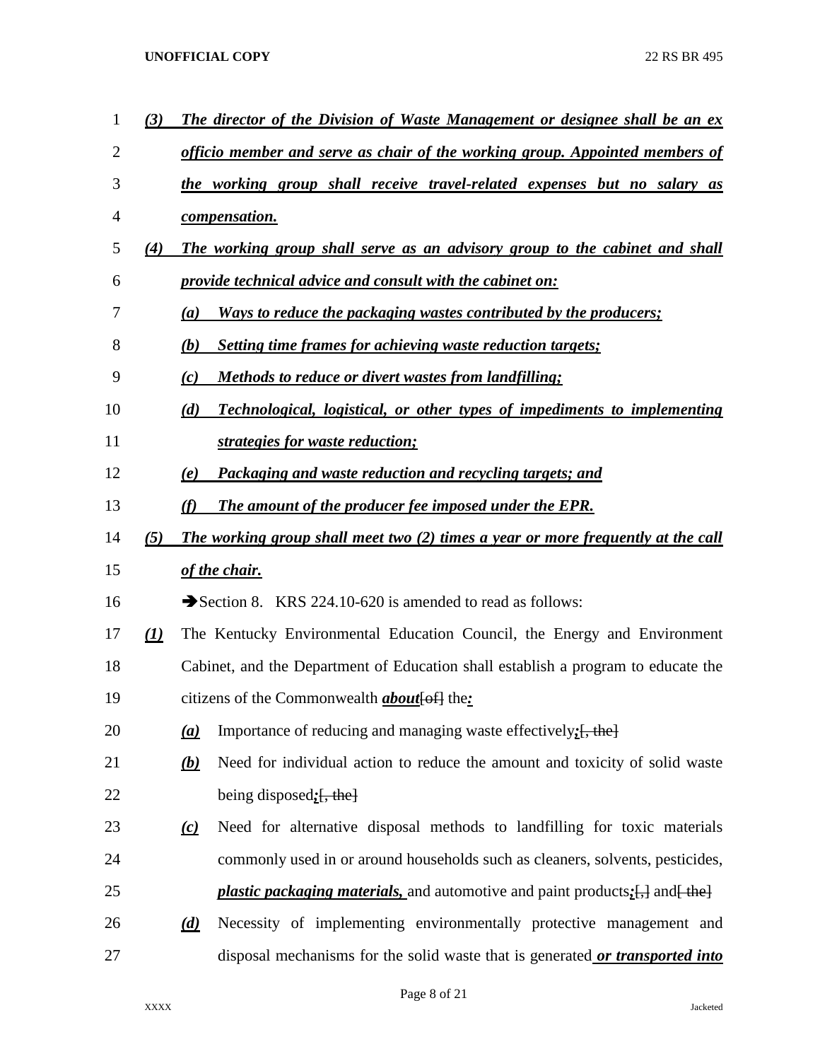*(3) The director of the Division of Waste Management or designee shall be an ex officio member and serve as chair of the working group. Appointed members of the working group shall receive travel-related expenses but no salary as compensation.*

*(4) The working group shall serve as an advisory group to the cabinet and shall provide technical advice and consult with the cabinet on:*

*(a) Ways to reduce the packaging wastes contributed by the producers;*

*(b) Setting time frames for achieving waste reduction targets;*

*(c) Methods to reduce or divert wastes from landfilling;*

*(d) Technological, logistical, or other types of impediments to implementing strategies for waste reduction;*

*(e) Packaging and waste reduction and recycling targets; and*

*(f) The amount of the producer fee imposed under the EPR.*

*(5) The working group shall meet two (2) times a year or more frequently at the call of the chair.*

➔Section 8. KRS 224.10-620 is amended to read as follows:

***(1)*** The Kentucky Environmental Education Council, the Energy and Environment Cabinet, and the Department of Education shall establish a program to educate the citizens of the Commonwealth ***about***[of] the***:***

***(a)*** Importance of reducing and managing waste effectively***;***[, the]

***(b)*** Need for individual action to reduce the amount and toxicity of solid waste being disposed***;***[, the]

***(c)*** Need for alternative disposal methods to landfilling for toxic materials commonly used in or around households such as cleaners, solvents, pesticides, ***plastic packaging materials,*** and automotive and paint products***;***[,] and[ the]

***(d)*** Necessity of implementing environmentally protective management and disposal mechanisms for the solid waste that is generated ***or transported into***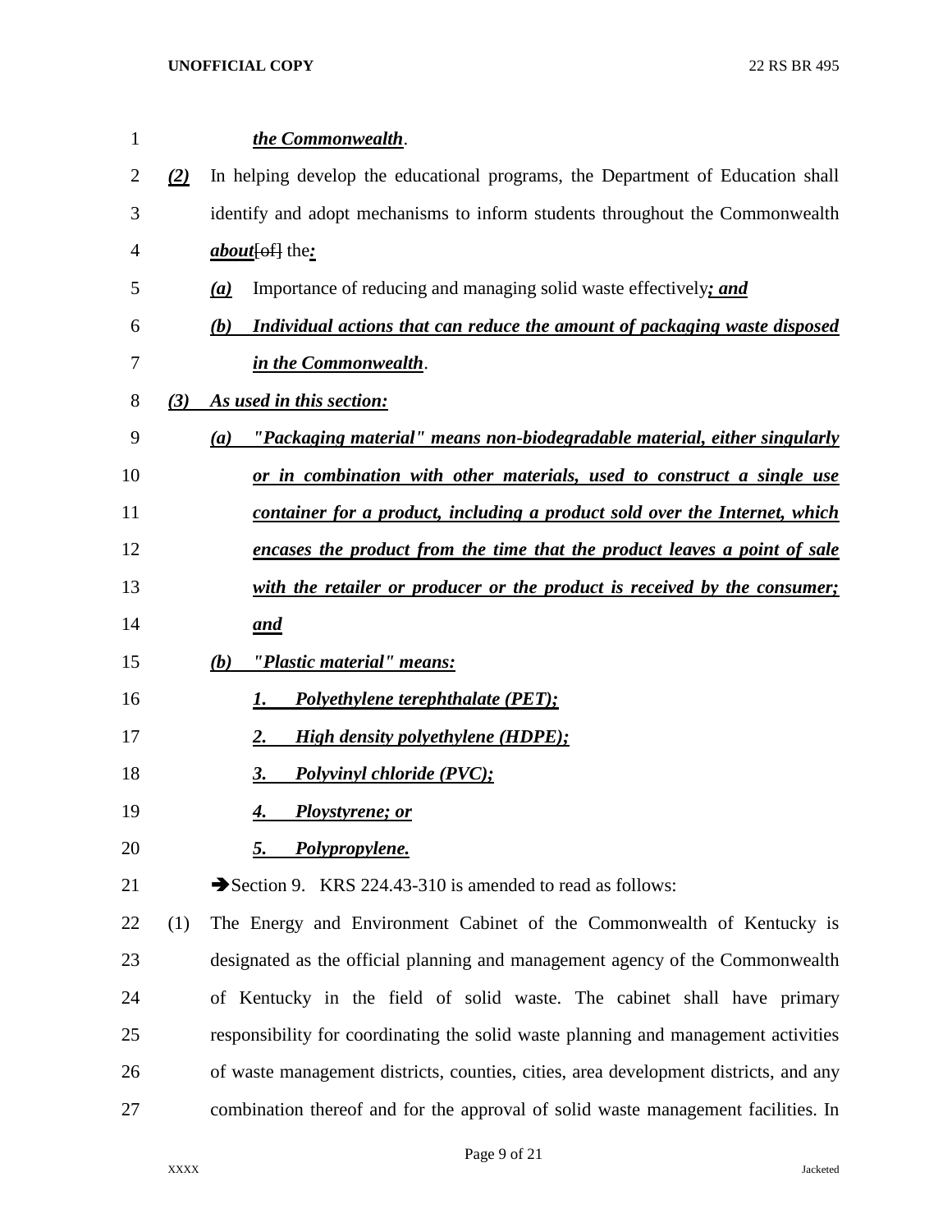***the Commonwealth***.

***(2)*** In helping develop the educational programs, the Department of Education shall identify and adopt mechanisms to inform students throughout the Commonwealth ***about***[~~of~~] the***:***

***(a)*** Importance of reducing and managing solid waste effectively***; and***

***(b) Individual actions that can reduce the amount of packaging waste disposed in the Commonwealth***.

***(3) As used in this section:***

***(a) "Packaging material" means non-biodegradable material, either singularly or in combination with other materials, used to construct a single use container for a product, including a product sold over the Internet, which encases the product from the time that the product leaves a point of sale with the retailer or producer or the product is received by the consumer; and***

***(b) "Plastic material" means:***

***1. Polyethylene terephthalate (PET);***

***2. High density polyethylene (HDPE);***

***3. Polyvinyl chloride (PVC);***

***4. Ploystyrene; or***

***5. Polypropylene.***

➔Section 9. KRS 224.43-310 is amended to read as follows:

(1) The Energy and Environment Cabinet of the Commonwealth of Kentucky is designated as the official planning and management agency of the Commonwealth of Kentucky in the field of solid waste. The cabinet shall have primary responsibility for coordinating the solid waste planning and management activities of waste management districts, counties, cities, area development districts, and any combination thereof and for the approval of solid waste management facilities. In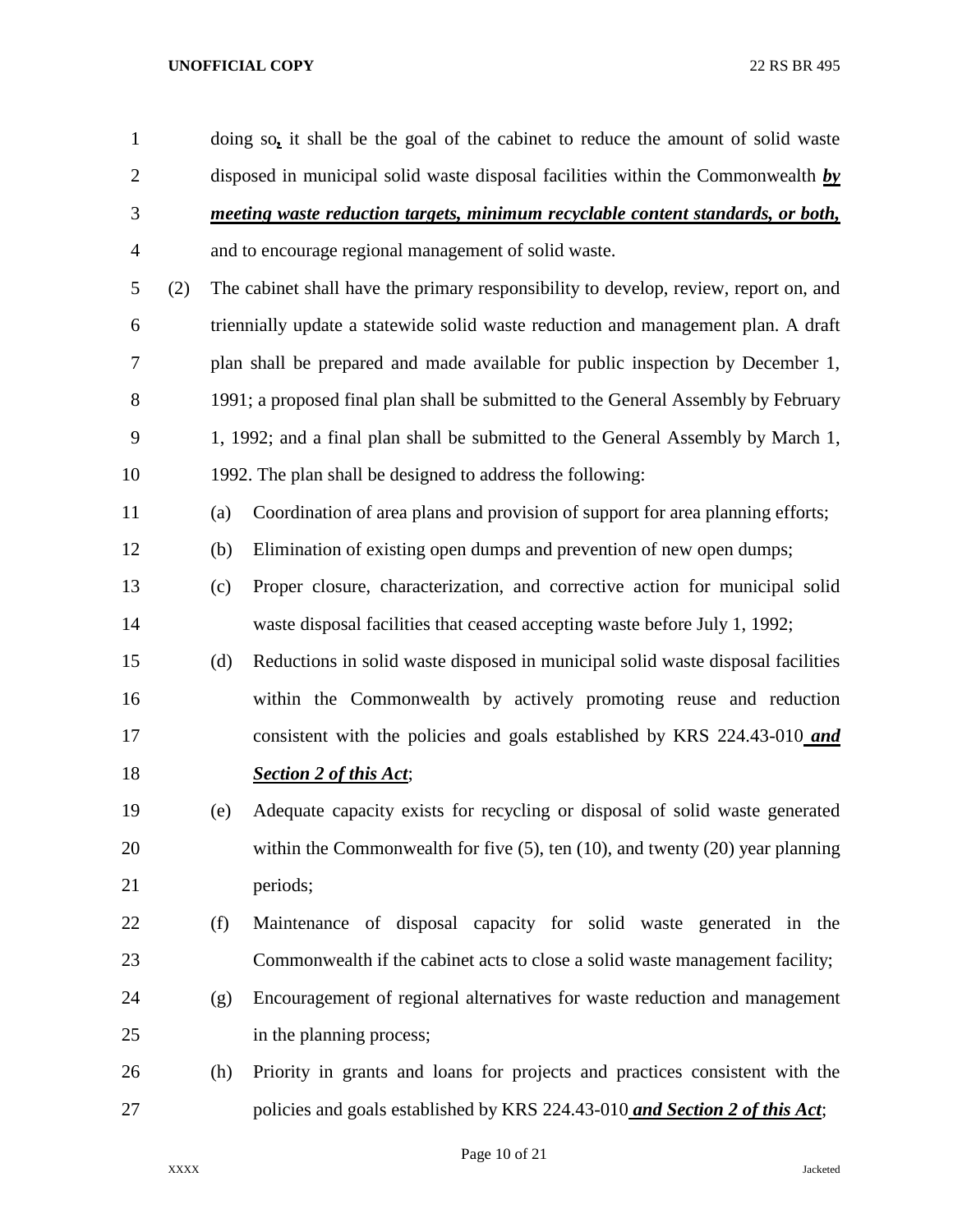doing so***,*** it shall be the goal of the cabinet to reduce the amount of solid waste disposed in municipal solid waste disposal facilities within the Commonwealth ***by meeting waste reduction targets, minimum recyclable content standards, or both,*** and to encourage regional management of solid waste.

(2) The cabinet shall have the primary responsibility to develop, review, report on, and triennially update a statewide solid waste reduction and management plan. A draft plan shall be prepared and made available for public inspection by December 1, 1991; a proposed final plan shall be submitted to the General Assembly by February 1, 1992; and a final plan shall be submitted to the General Assembly by March 1, 1992. The plan shall be designed to address the following:

(a) Coordination of area plans and provision of support for area planning efforts;

(b) Elimination of existing open dumps and prevention of new open dumps;

(c) Proper closure, characterization, and corrective action for municipal solid waste disposal facilities that ceased accepting waste before July 1, 1992;

(d) Reductions in solid waste disposed in municipal solid waste disposal facilities within the Commonwealth by actively promoting reuse and reduction consistent with the policies and goals established by KRS 224.43-010 ***and Section 2 of this Act***;

(e) Adequate capacity exists for recycling or disposal of solid waste generated within the Commonwealth for five (5), ten (10), and twenty (20) year planning periods;

(f) Maintenance of disposal capacity for solid waste generated in the Commonwealth if the cabinet acts to close a solid waste management facility;

(g) Encouragement of regional alternatives for waste reduction and management in the planning process;

(h) Priority in grants and loans for projects and practices consistent with the policies and goals established by KRS 224.43-010 ***and Section 2 of this Act***;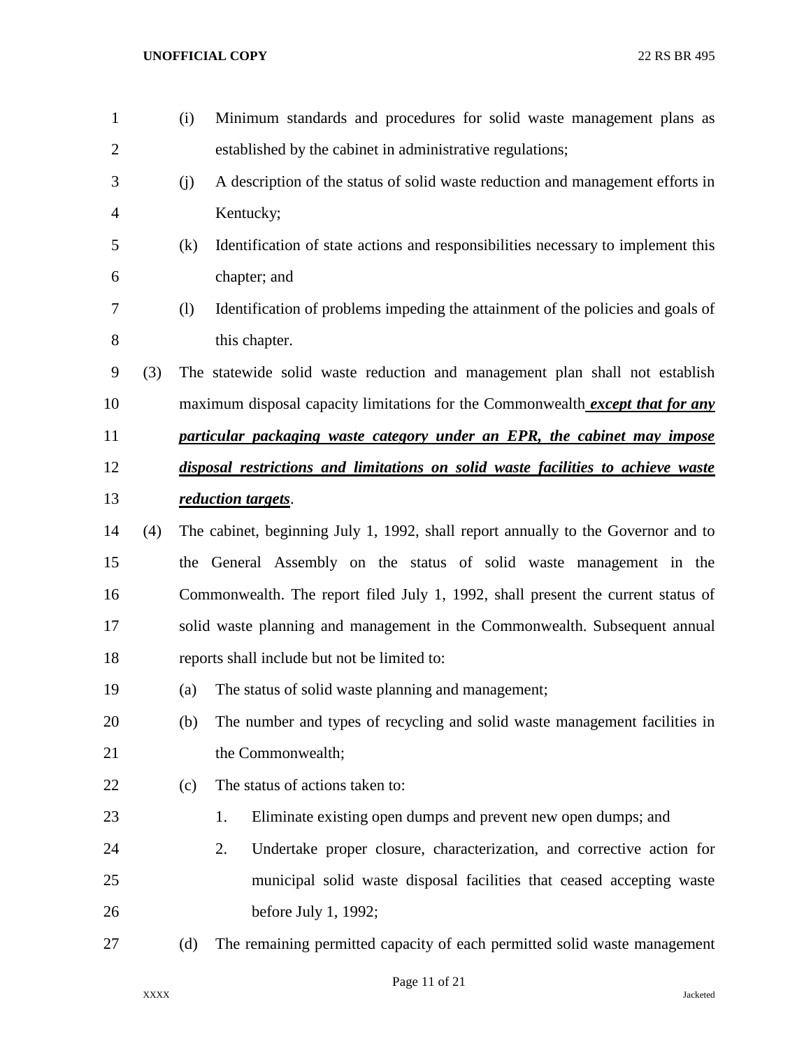(i) Minimum standards and procedures for solid waste management plans as established by the cabinet in administrative regulations;

(j) A description of the status of solid waste reduction and management efforts in Kentucky;

(k) Identification of state actions and responsibilities necessary to implement this chapter; and

(l) Identification of problems impeding the attainment of the policies and goals of this chapter.

(3) The statewide solid waste reduction and management plan shall not establish maximum disposal capacity limitations for the Commonwealth ***except that for any particular packaging waste category under an EPR, the cabinet may impose disposal restrictions and limitations on solid waste facilities to achieve waste reduction targets***.

(4) The cabinet, beginning July 1, 1992, shall report annually to the Governor and to the General Assembly on the status of solid waste management in the Commonwealth. The report filed July 1, 1992, shall present the current status of solid waste planning and management in the Commonwealth. Subsequent annual reports shall include but not be limited to:

(a) The status of solid waste planning and management;

(b) The number and types of recycling and solid waste management facilities in the Commonwealth;

(c) The status of actions taken to:

1. Eliminate existing open dumps and prevent new open dumps; and

2. Undertake proper closure, characterization, and corrective action for municipal solid waste disposal facilities that ceased accepting waste before July 1, 1992;

(d) The remaining permitted capacity of each permitted solid waste management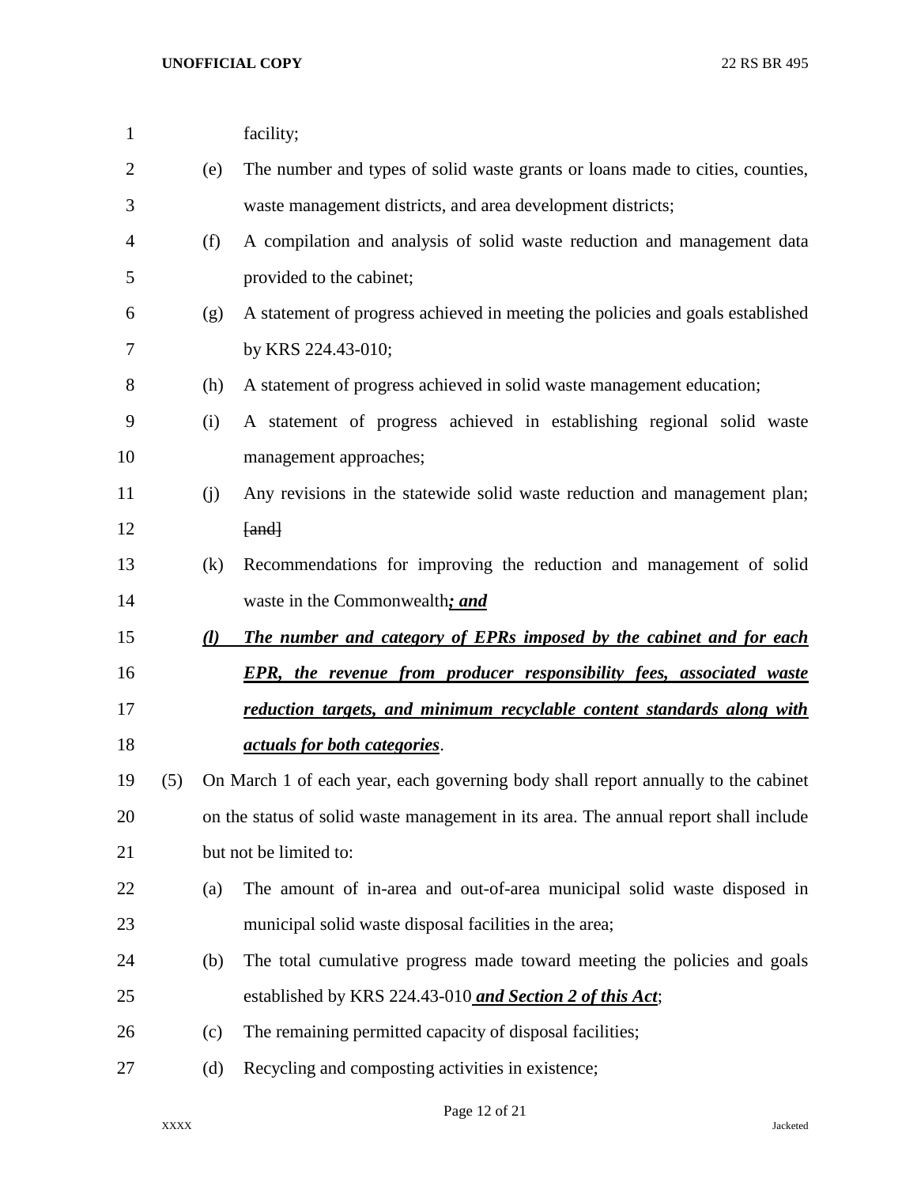facility;

(e) The number and types of solid waste grants or loans made to cities, counties, waste management districts, and area development districts;

(f) A compilation and analysis of solid waste reduction and management data provided to the cabinet;

(g) A statement of progress achieved in meeting the policies and goals established by KRS 224.43-010;

(h) A statement of progress achieved in solid waste management education;

(i) A statement of progress achieved in establishing regional solid waste management approaches;

(j) Any revisions in the statewide solid waste reduction and management plan; ~~[and]~~

(k) Recommendations for improving the reduction and management of solid waste in the Commonwealth***; and***

***(l) The number and category of EPRs imposed by the cabinet and for each EPR, the revenue from producer responsibility fees, associated waste reduction targets, and minimum recyclable content standards along with actuals for both categories***.

(5) On March 1 of each year, each governing body shall report annually to the cabinet on the status of solid waste management in its area. The annual report shall include but not be limited to:

(a) The amount of in-area and out-of-area municipal solid waste disposed in municipal solid waste disposal facilities in the area;

(b) The total cumulative progress made toward meeting the policies and goals established by KRS 224.43-010 ***and Section 2 of this Act***;

(c) The remaining permitted capacity of disposal facilities;

(d) Recycling and composting activities in existence;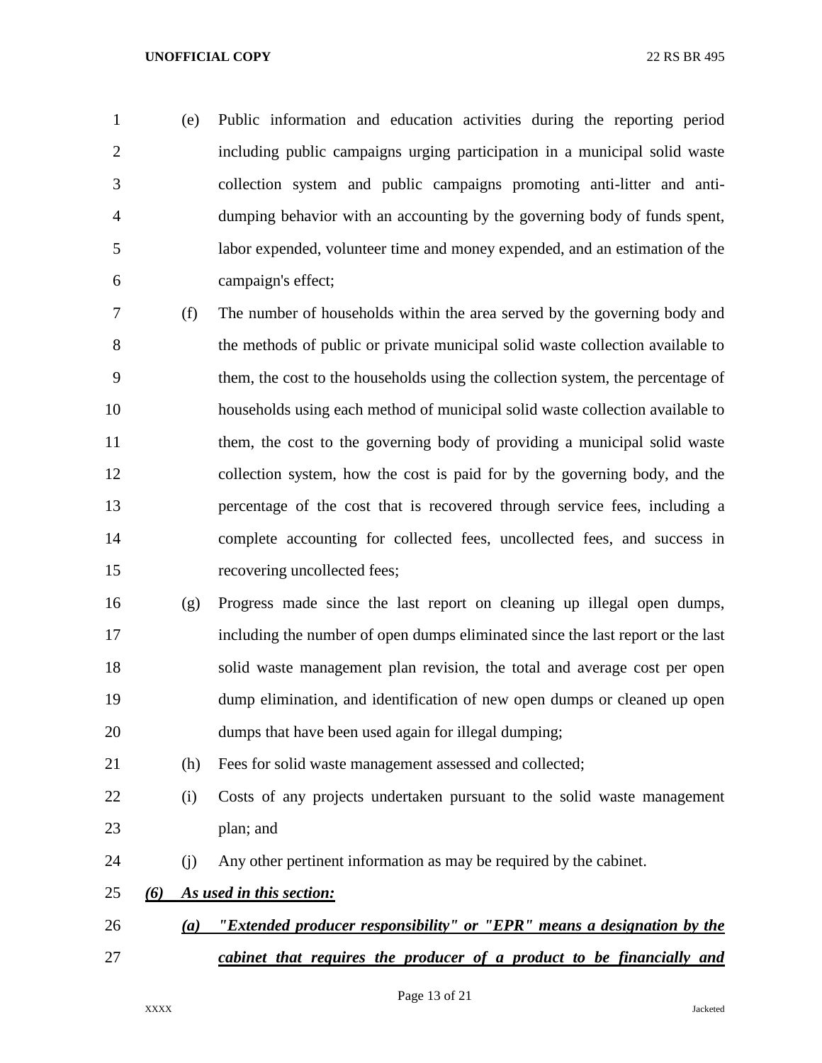(e) Public information and education activities during the reporting period including public campaigns urging participation in a municipal solid waste collection system and public campaigns promoting anti-litter and anti-dumping behavior with an accounting by the governing body of funds spent, labor expended, volunteer time and money expended, and an estimation of the campaign's effect;

(f) The number of households within the area served by the governing body and the methods of public or private municipal solid waste collection available to them, the cost to the households using the collection system, the percentage of households using each method of municipal solid waste collection available to them, the cost to the governing body of providing a municipal solid waste collection system, how the cost is paid for by the governing body, and the percentage of the cost that is recovered through service fees, including a complete accounting for collected fees, uncollected fees, and success in recovering uncollected fees;

(g) Progress made since the last report on cleaning up illegal open dumps, including the number of open dumps eliminated since the last report or the last solid waste management plan revision, the total and average cost per open dump elimination, and identification of new open dumps or cleaned up open dumps that have been used again for illegal dumping;

(h) Fees for solid waste management assessed and collected;

(i) Costs of any projects undertaken pursuant to the solid waste management plan; and

(j) Any other pertinent information as may be required by the cabinet.

***(6) As used in this section:***

***(a) "Extended producer responsibility" or "EPR" means a designation by the cabinet that requires the producer of a product to be financially and***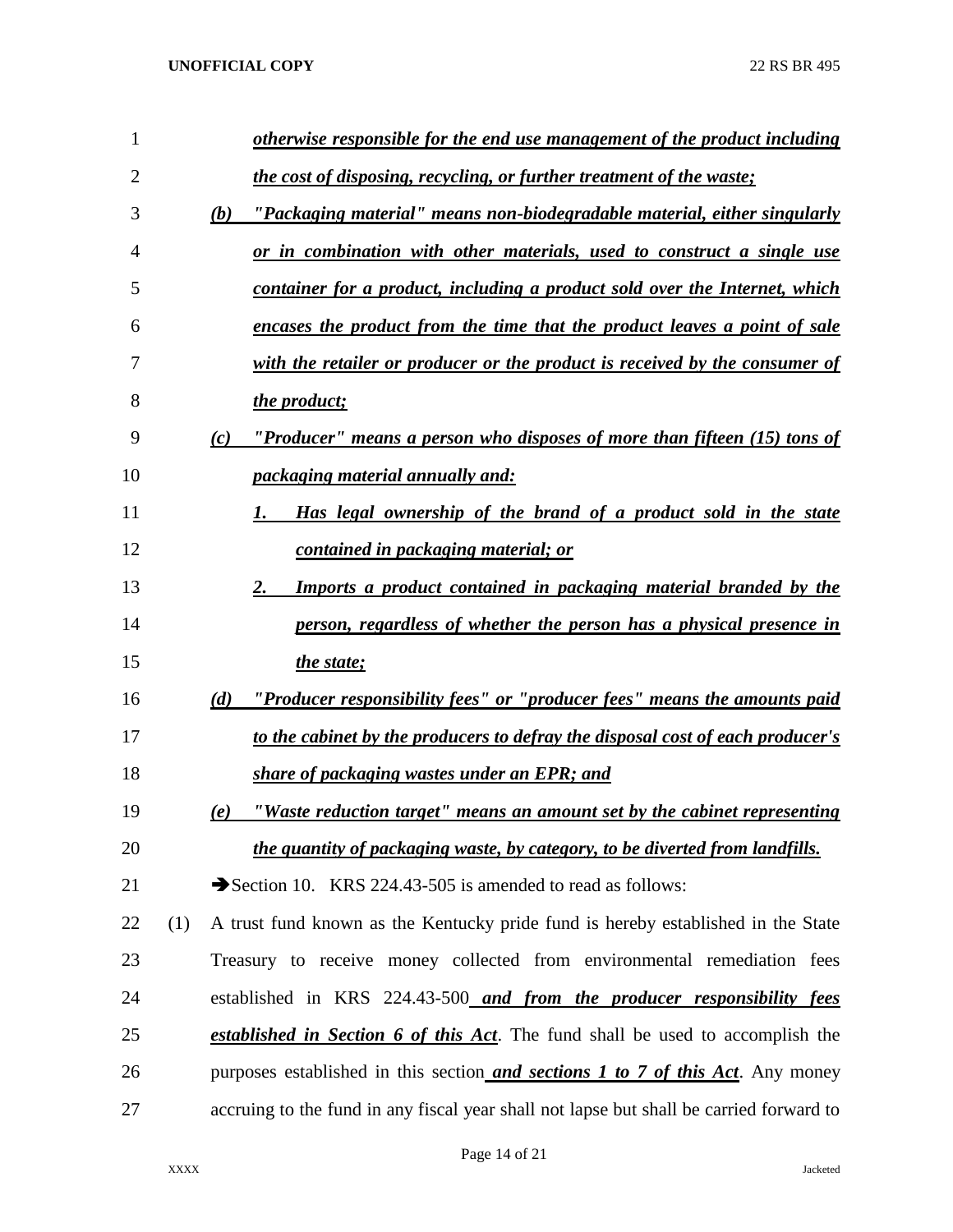*otherwise responsible for the end use management of the product including the cost of disposing, recycling, or further treatment of the waste;*

(b) *"Packaging material" means non-biodegradable material, either singularly or in combination with other materials, used to construct a single use container for a product, including a product sold over the Internet, which encases the product from the time that the product leaves a point of sale with the retailer or producer or the product is received by the consumer of the product;*

(c) *"Producer" means a person who disposes of more than fifteen (15) tons of packaging material annually and:*

1. *Has legal ownership of the brand of a product sold in the state contained in packaging material; or*
2. *Imports a product contained in packaging material branded by the person, regardless of whether the person has a physical presence in the state;*

(d) *"Producer responsibility fees" or "producer fees" means the amounts paid to the cabinet by the producers to defray the disposal cost of each producer's share of packaging wastes under an EPR; and*

(e) *"Waste reduction target" means an amount set by the cabinet representing the quantity of packaging waste, by category, to be diverted from landfills.*

➔Section 10. KRS 224.43-505 is amended to read as follows:

(1) A trust fund known as the Kentucky pride fund is hereby established in the State Treasury to receive money collected from environmental remediation fees established in KRS 224.43-500 *and from the producer responsibility fees established in Section 6 of this Act*. The fund shall be used to accomplish the purposes established in this section *and sections 1 to 7 of this Act*. Any money accruing to the fund in any fiscal year shall not lapse but shall be carried forward to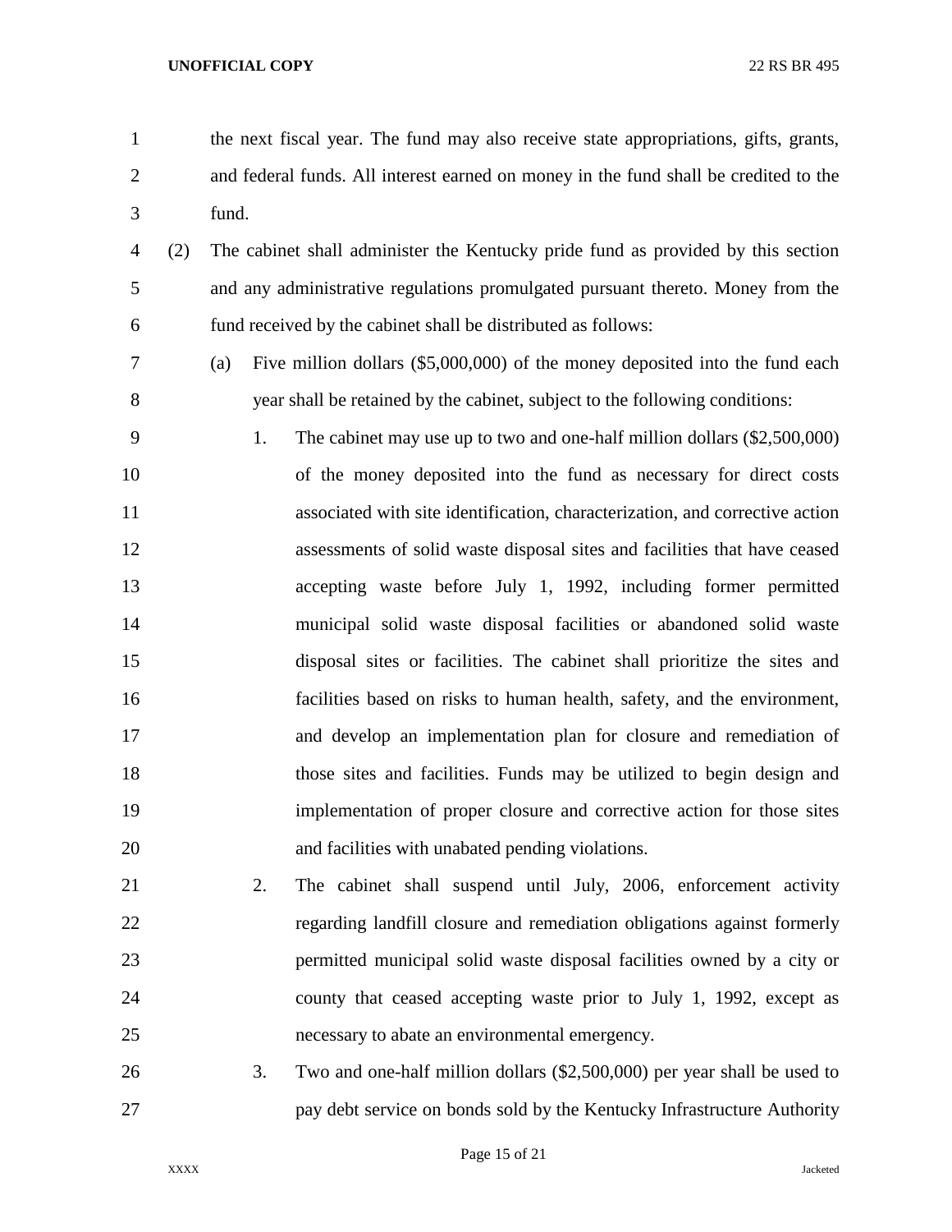the next fiscal year. The fund may also receive state appropriations, gifts, grants, and federal funds. All interest earned on money in the fund shall be credited to the fund.

(2) The cabinet shall administer the Kentucky pride fund as provided by this section and any administrative regulations promulgated pursuant thereto. Money from the fund received by the cabinet shall be distributed as follows:

(a) Five million dollars ($5,000,000) of the money deposited into the fund each year shall be retained by the cabinet, subject to the following conditions:

1. The cabinet may use up to two and one-half million dollars ($2,500,000) of the money deposited into the fund as necessary for direct costs associated with site identification, characterization, and corrective action assessments of solid waste disposal sites and facilities that have ceased accepting waste before July 1, 1992, including former permitted municipal solid waste disposal facilities or abandoned solid waste disposal sites or facilities. The cabinet shall prioritize the sites and facilities based on risks to human health, safety, and the environment, and develop an implementation plan for closure and remediation of those sites and facilities. Funds may be utilized to begin design and implementation of proper closure and corrective action for those sites and facilities with unabated pending violations.

2. The cabinet shall suspend until July, 2006, enforcement activity regarding landfill closure and remediation obligations against formerly permitted municipal solid waste disposal facilities owned by a city or county that ceased accepting waste prior to July 1, 1992, except as necessary to abate an environmental emergency.

3. Two and one-half million dollars ($2,500,000) per year shall be used to pay debt service on bonds sold by the Kentucky Infrastructure Authority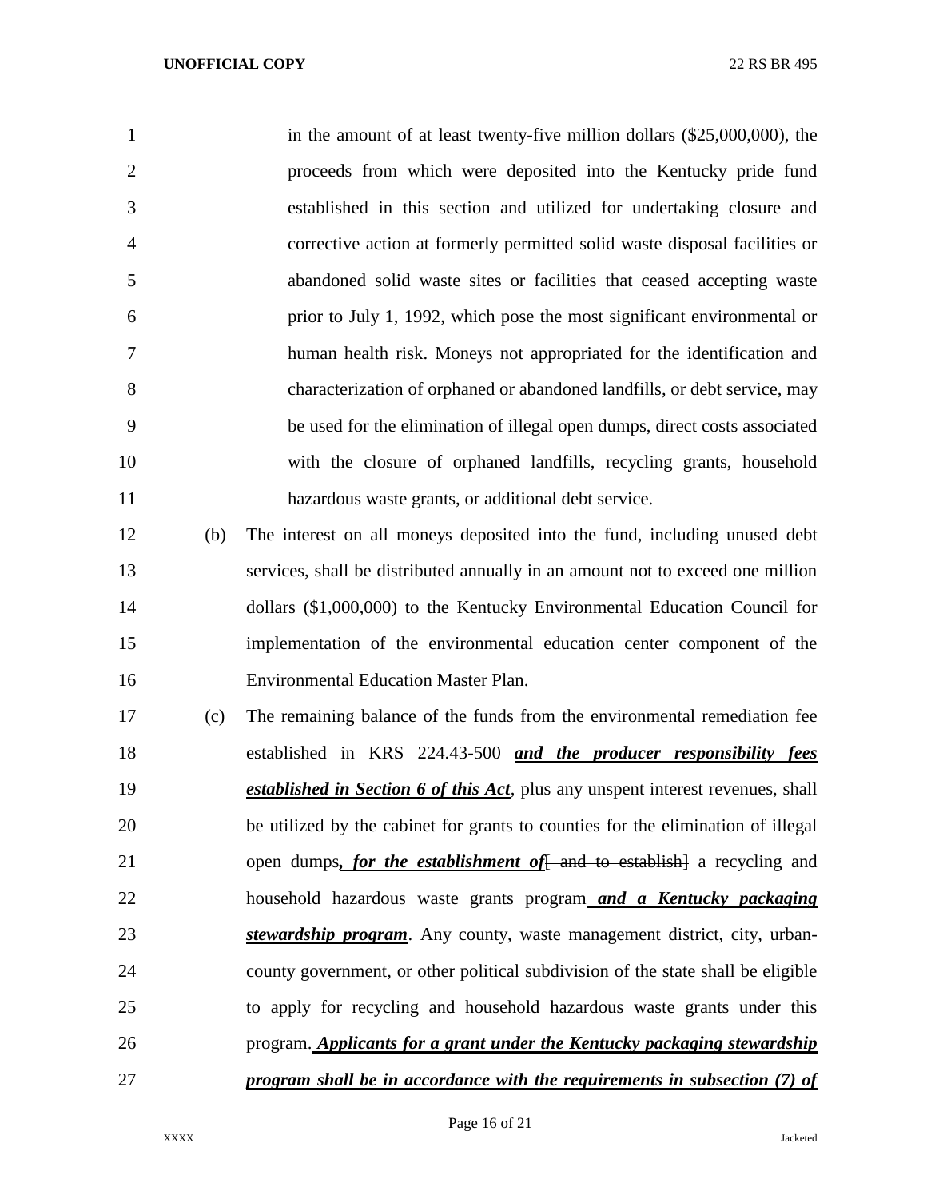in the amount of at least twenty-five million dollars ($25,000,000), the proceeds from which were deposited into the Kentucky pride fund established in this section and utilized for undertaking closure and corrective action at formerly permitted solid waste disposal facilities or abandoned solid waste sites or facilities that ceased accepting waste prior to July 1, 1992, which pose the most significant environmental or human health risk. Moneys not appropriated for the identification and characterization of orphaned or abandoned landfills, or debt service, may be used for the elimination of illegal open dumps, direct costs associated with the closure of orphaned landfills, recycling grants, household hazardous waste grants, or additional debt service.

(b) The interest on all moneys deposited into the fund, including unused debt services, shall be distributed annually in an amount not to exceed one million dollars ($1,000,000) to the Kentucky Environmental Education Council for implementation of the environmental education center component of the Environmental Education Master Plan.

(c) The remaining balance of the funds from the environmental remediation fee established in KRS 224.43-500 ***and the producer responsibility fees established in Section 6 of this Act***, plus any unspent interest revenues, shall be utilized by the cabinet for grants to counties for the elimination of illegal open dumps***, for the establishment of***~~[ and to establish]~~ a recycling and household hazardous waste grants program ***and a Kentucky packaging stewardship program***. Any county, waste management district, city, urban-county government, or other political subdivision of the state shall be eligible to apply for recycling and household hazardous waste grants under this program. ***Applicants for a grant under the Kentucky packaging stewardship program shall be in accordance with the requirements in subsection (7) of***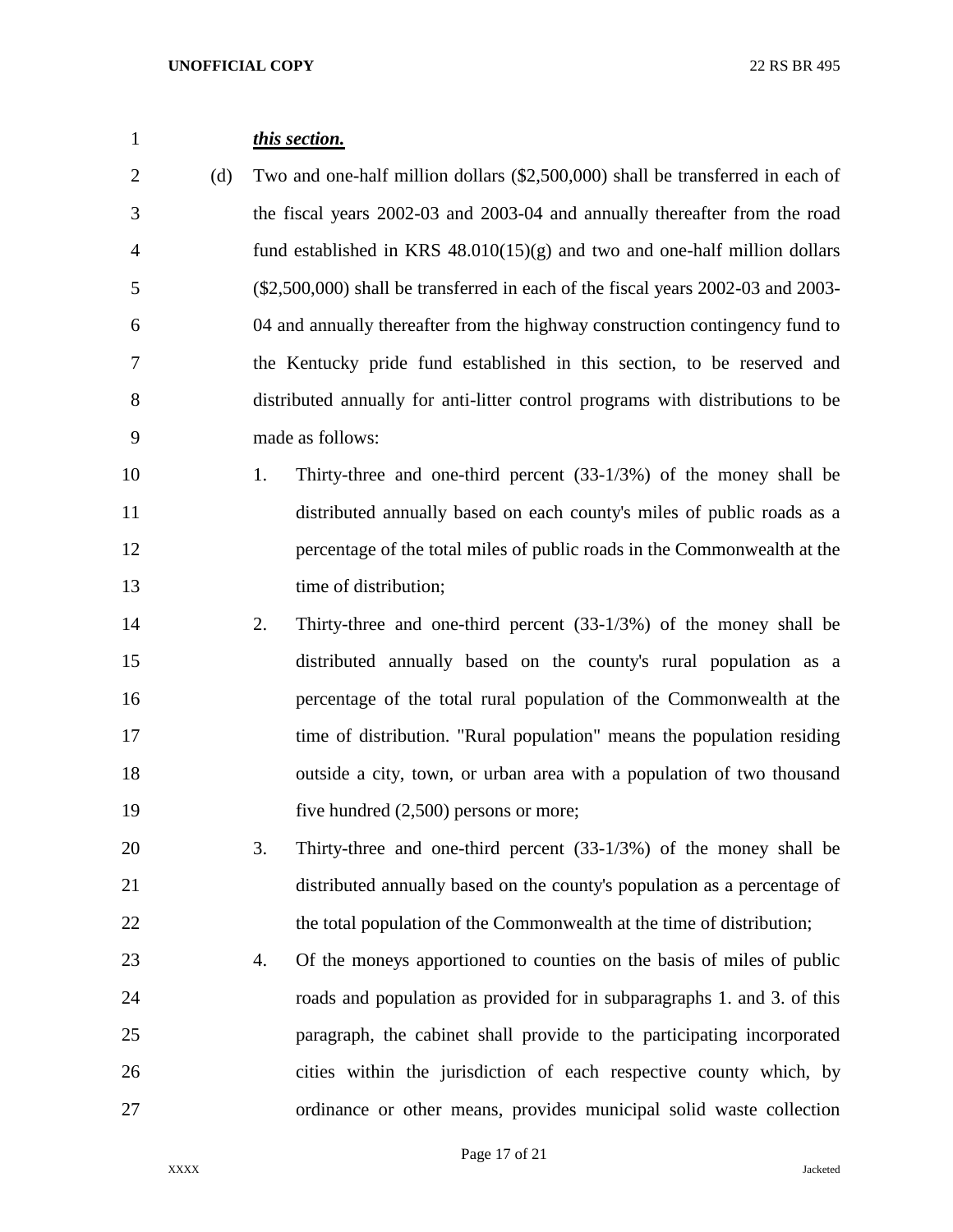***this section.***

(d) Two and one-half million dollars ($2,500,000) shall be transferred in each of the fiscal years 2002-03 and 2003-04 and annually thereafter from the road fund established in KRS 48.010(15)(g) and two and one-half million dollars ($2,500,000) shall be transferred in each of the fiscal years 2002-03 and 2003-04 and annually thereafter from the highway construction contingency fund to the Kentucky pride fund established in this section, to be reserved and distributed annually for anti-litter control programs with distributions to be made as follows:

1. Thirty-three and one-third percent (33-1/3%) of the money shall be distributed annually based on each county's miles of public roads as a percentage of the total miles of public roads in the Commonwealth at the time of distribution;
2. Thirty-three and one-third percent (33-1/3%) of the money shall be distributed annually based on the county's rural population as a percentage of the total rural population of the Commonwealth at the time of distribution. "Rural population" means the population residing outside a city, town, or urban area with a population of two thousand five hundred (2,500) persons or more;
3. Thirty-three and one-third percent (33-1/3%) of the money shall be distributed annually based on the county's population as a percentage of the total population of the Commonwealth at the time of distribution;
4. Of the moneys apportioned to counties on the basis of miles of public roads and population as provided for in subparagraphs 1. and 3. of this paragraph, the cabinet shall provide to the participating incorporated cities within the jurisdiction of each respective county which, by ordinance or other means, provides municipal solid waste collection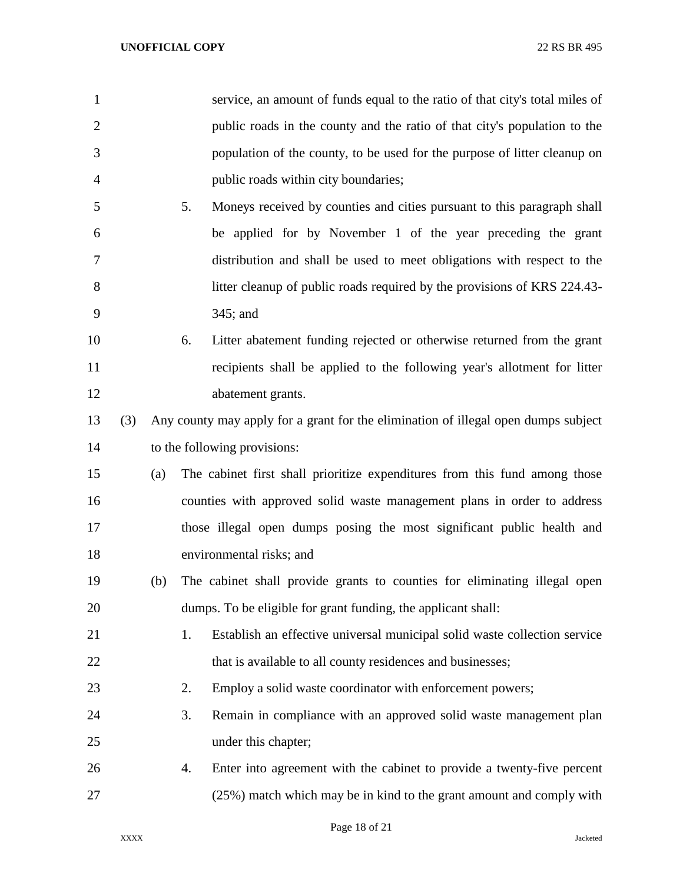service, an amount of funds equal to the ratio of that city's total miles of public roads in the county and the ratio of that city's population to the population of the county, to be used for the purpose of litter cleanup on public roads within city boundaries;

5. Moneys received by counties and cities pursuant to this paragraph shall be applied for by November 1 of the year preceding the grant distribution and shall be used to meet obligations with respect to the litter cleanup of public roads required by the provisions of KRS 224.43-345; and

6. Litter abatement funding rejected or otherwise returned from the grant recipients shall be applied to the following year's allotment for litter abatement grants.

(3) Any county may apply for a grant for the elimination of illegal open dumps subject to the following provisions:

(a) The cabinet first shall prioritize expenditures from this fund among those counties with approved solid waste management plans in order to address those illegal open dumps posing the most significant public health and environmental risks; and

(b) The cabinet shall provide grants to counties for eliminating illegal open dumps. To be eligible for grant funding, the applicant shall:

1. Establish an effective universal municipal solid waste collection service that is available to all county residences and businesses;

2. Employ a solid waste coordinator with enforcement powers;

3. Remain in compliance with an approved solid waste management plan under this chapter;

4. Enter into agreement with the cabinet to provide a twenty-five percent (25%) match which may be in kind to the grant amount and comply with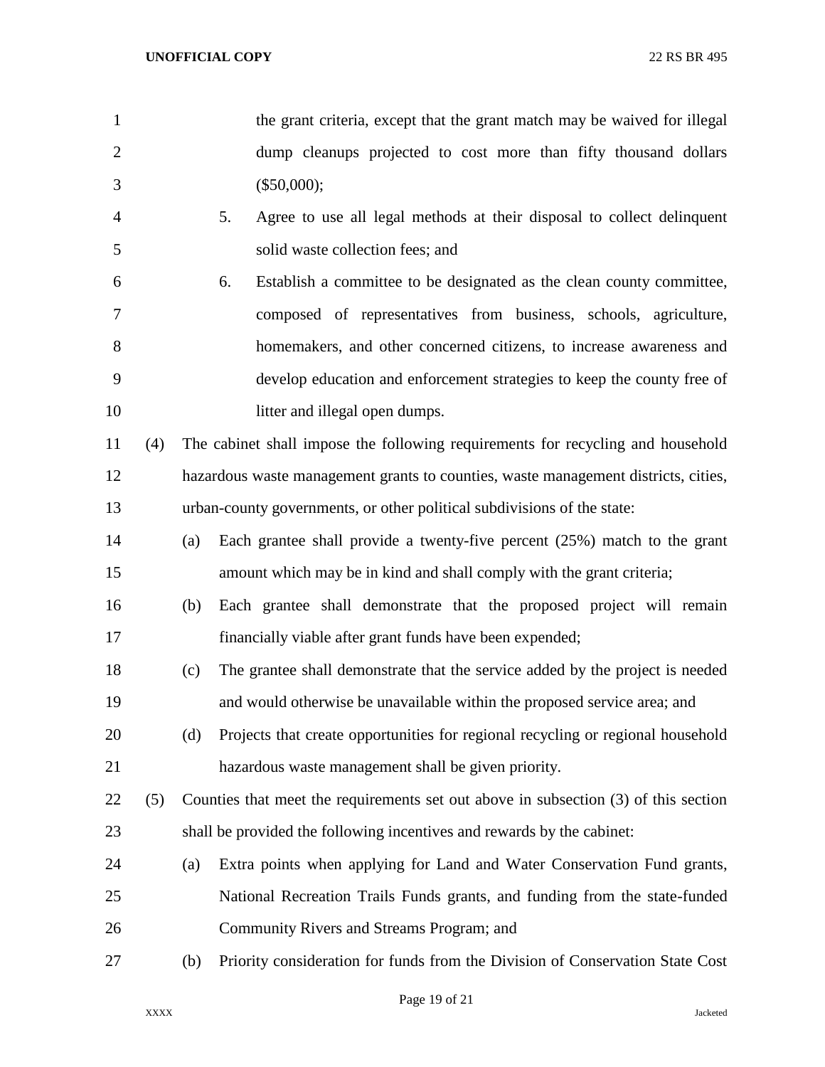the grant criteria, except that the grant match may be waived for illegal dump cleanups projected to cost more than fifty thousand dollars ($50,000);

5. Agree to use all legal methods at their disposal to collect delinquent solid waste collection fees; and

6. Establish a committee to be designated as the clean county committee, composed of representatives from business, schools, agriculture, homemakers, and other concerned citizens, to increase awareness and develop education and enforcement strategies to keep the county free of litter and illegal open dumps.

(4) The cabinet shall impose the following requirements for recycling and household hazardous waste management grants to counties, waste management districts, cities, urban-county governments, or other political subdivisions of the state:

(a) Each grantee shall provide a twenty-five percent (25%) match to the grant amount which may be in kind and shall comply with the grant criteria;

(b) Each grantee shall demonstrate that the proposed project will remain financially viable after grant funds have been expended;

(c) The grantee shall demonstrate that the service added by the project is needed and would otherwise be unavailable within the proposed service area; and

(d) Projects that create opportunities for regional recycling or regional household hazardous waste management shall be given priority.

(5) Counties that meet the requirements set out above in subsection (3) of this section shall be provided the following incentives and rewards by the cabinet:

(a) Extra points when applying for Land and Water Conservation Fund grants, National Recreation Trails Funds grants, and funding from the state-funded Community Rivers and Streams Program; and

(b) Priority consideration for funds from the Division of Conservation State Cost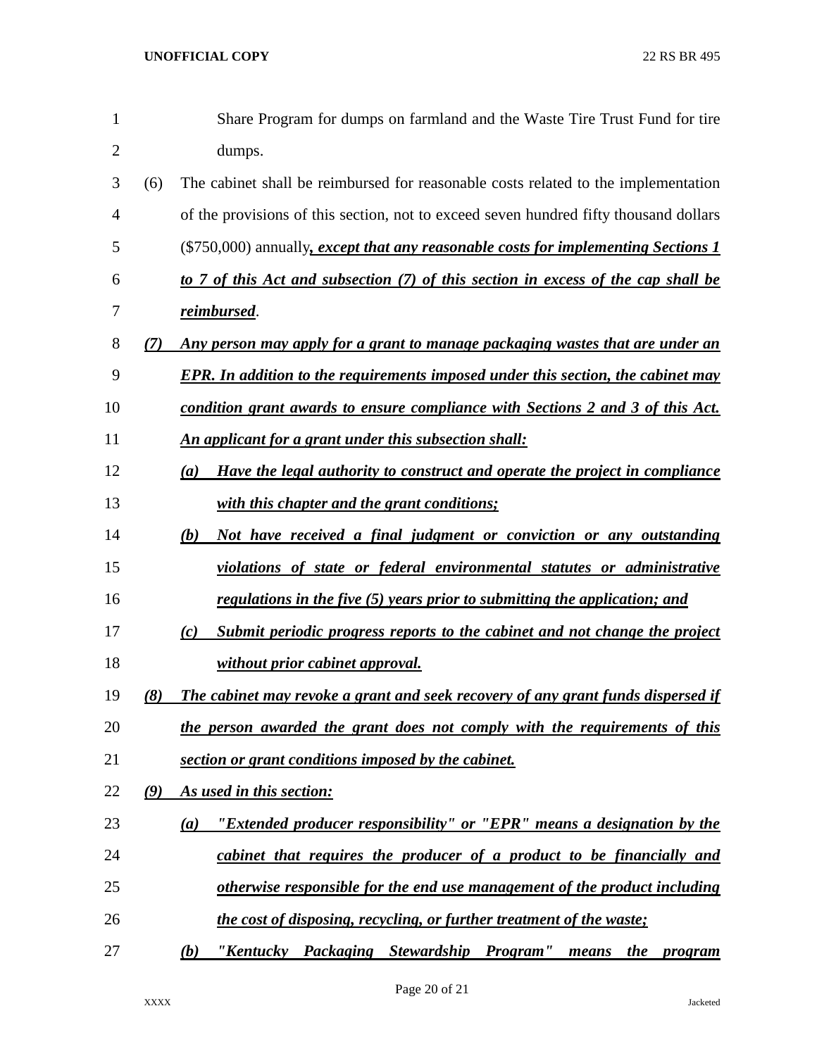Share Program for dumps on farmland and the Waste Tire Trust Fund for tire dumps.

(6) The cabinet shall be reimbursed for reasonable costs related to the implementation of the provisions of this section, not to exceed seven hundred fifty thousand dollars ($750,000) annually***, except that any reasonable costs for implementing Sections 1 to 7 of this Act and subsection (7) of this section in excess of the cap shall be reimbursed***.

***(7) Any person may apply for a grant to manage packaging wastes that are under an EPR. In addition to the requirements imposed under this section, the cabinet may condition grant awards to ensure compliance with Sections 2 and 3 of this Act. An applicant for a grant under this subsection shall:***

***(a) Have the legal authority to construct and operate the project in compliance with this chapter and the grant conditions;***

***(b) Not have received a final judgment or conviction or any outstanding violations of state or federal environmental statutes or administrative regulations in the five (5) years prior to submitting the application; and***

***(c) Submit periodic progress reports to the cabinet and not change the project without prior cabinet approval.***

***(8) The cabinet may revoke a grant and seek recovery of any grant funds dispersed if the person awarded the grant does not comply with the requirements of this section or grant conditions imposed by the cabinet.***

***(9) As used in this section:***

***(a) "Extended producer responsibility" or "EPR" means a designation by the cabinet that requires the producer of a product to be financially and otherwise responsible for the end use management of the product including the cost of disposing, recycling, or further treatment of the waste;***

***(b) "Kentucky Packaging Stewardship Program" means the program***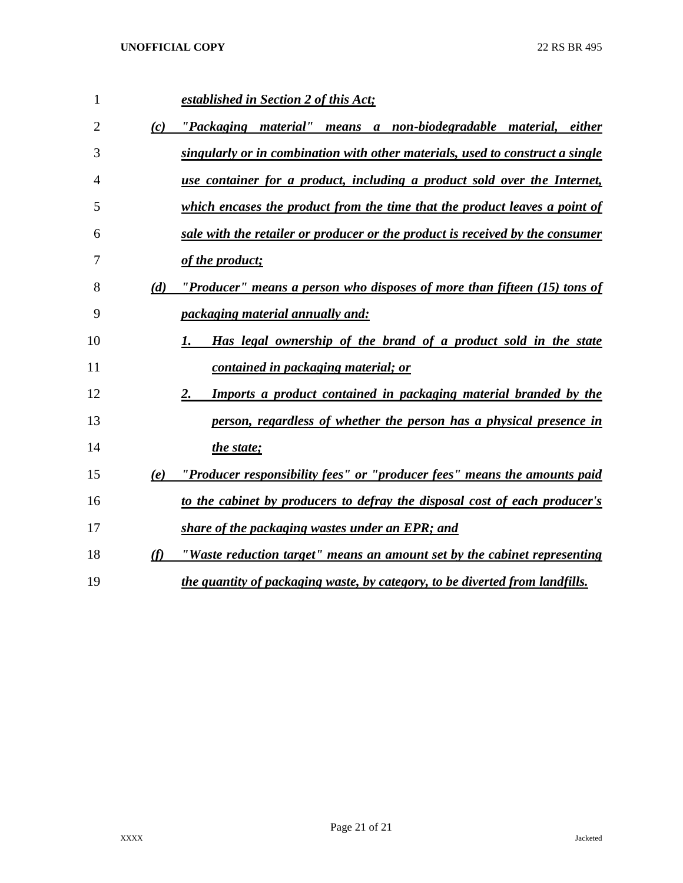*established in Section 2 of this Act;*

(c) *"Packaging material" means a non-biodegradable material, either singularly or in combination with other materials, used to construct a single use container for a product, including a product sold over the Internet, which encases the product from the time that the product leaves a point of sale with the retailer or producer or the product is received by the consumer of the product;*

(d) *"Producer" means a person who disposes of more than fifteen (15) tons of packaging material annually and:*

1. *Has legal ownership of the brand of a product sold in the state contained in packaging material; or*
2. *Imports a product contained in packaging material branded by the person, regardless of whether the person has a physical presence in the state;*

(e) *"Producer responsibility fees" or "producer fees" means the amounts paid to the cabinet by producers to defray the disposal cost of each producer's share of the packaging wastes under an EPR; and*

(f) *"Waste reduction target" means an amount set by the cabinet representing the quantity of packaging waste, by category, to be diverted from landfills.*